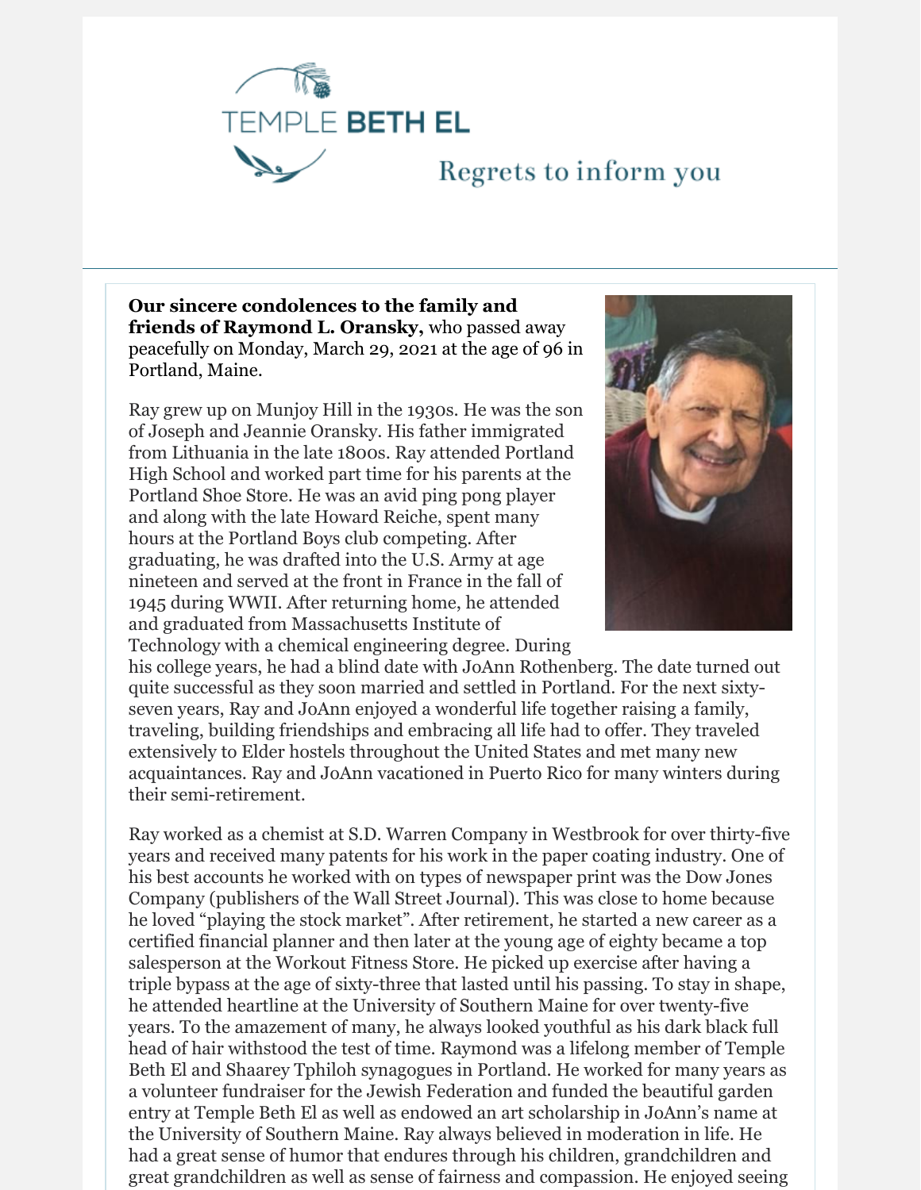TEMPLE BETH EL

Regrets to inform you

**Our sincere condolences to the family and friends of Raymond L. Oransky,** who passed away peacefully on Monday, March 29, 2021 at the age of 96 in Portland, Maine.

Ray grew up on Munjoy Hill in the 1930s. He was the son of Joseph and Jeannie Oransky. His father immigrated from Lithuania in the late 1800s. Ray attended Portland High School and worked part time for his parents at the Portland Shoe Store. He was an avid ping pong player and along with the late Howard Reiche, spent many hours at the Portland Boys club competing. After graduating, he was drafted into the U.S. Army at age nineteen and served at the front in France in the fall of 1945 during WWII. After returning home, he attended and graduated from Massachusetts Institute of Technology with a chemical engineering degree. During his college years, he had a blind date with JoAnn Rothenberg. The date turned out quite successful as they soon married and settled in Portland. For the next sixty-seven years, Ray and JoAnn enjoyed a wonderful life together raising a family, traveling, building friendships and embracing all life had to offer. They traveled extensively to Elder hostels throughout the United States and met many new acquaintances. Ray and JoAnn vacationed in Puerto Rico for many winters during their semi-retirement.

Ray worked as a chemist at S.D. Warren Company in Westbrook for over thirty-five years and received many patents for his work in the paper coating industry. One of his best accounts he worked with on types of newspaper print was the Dow Jones Company (publishers of the Wall Street Journal). This was close to home because he loved "playing the stock market". After retirement, he started a new career as a certified financial planner and then later at the young age of eighty became a top salesperson at the Workout Fitness Store. He picked up exercise after having a triple bypass at the age of sixty-three that lasted until his passing. To stay in shape, he attended heartline at the University of Southern Maine for over twenty-five years. To the amazement of many, he always looked youthful as his dark black full head of hair withstood the test of time. Raymond was a lifelong member of Temple Beth El and Shaarey Tphiloh synagogues in Portland. He worked for many years as a volunteer fundraiser for the Jewish Federation and funded the beautiful garden entry at Temple Beth El as well as endowed an art scholarship in JoAnn's name at the University of Southern Maine. Ray always believed in moderation in life. He had a great sense of humor that endures through his children, grandchildren and great grandchildren as well as sense of fairness and compassion. He enjoyed seeing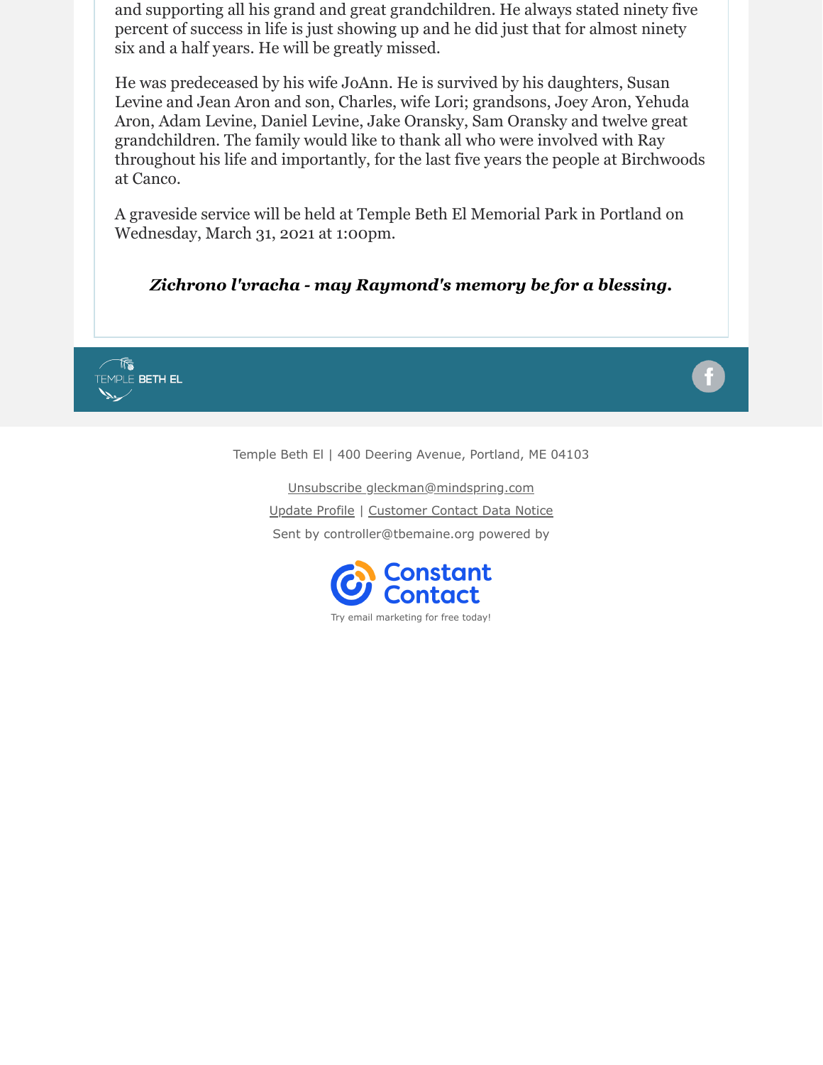and supporting all his grand and great grandchildren. He always stated ninety five percent of success in life is just showing up and he did just that for almost ninety six and a half years. He will be greatly missed.

He was predeceased by his wife JoAnn. He is survived by his daughters, Susan Levine and Jean Aron and son, Charles, wife Lori; grandsons, Joey Aron, Yehuda Aron, Adam Levine, Daniel Levine, Jake Oransky, Sam Oransky and twelve great grandchildren. The family would like to thank all who were involved with Ray throughout his life and importantly, for the last five years the people at Birchwoods at Canco.

A graveside service will be held at Temple Beth El Memorial Park in Portland on Wednesday, March 31, 2021 at 1:00pm.

***Zichrono l'vracha - may Raymond's memory be for a blessing.***

TEMPLE BETH EL

Temple Beth El | 400 Deering Avenue, Portland, ME 04103

Unsubscribe gleckman@mindspring.com

Update Profile | Customer Contact Data Notice

Sent by controller@tbemaine.org powered by

Constant Contact

Try email marketing for free today!